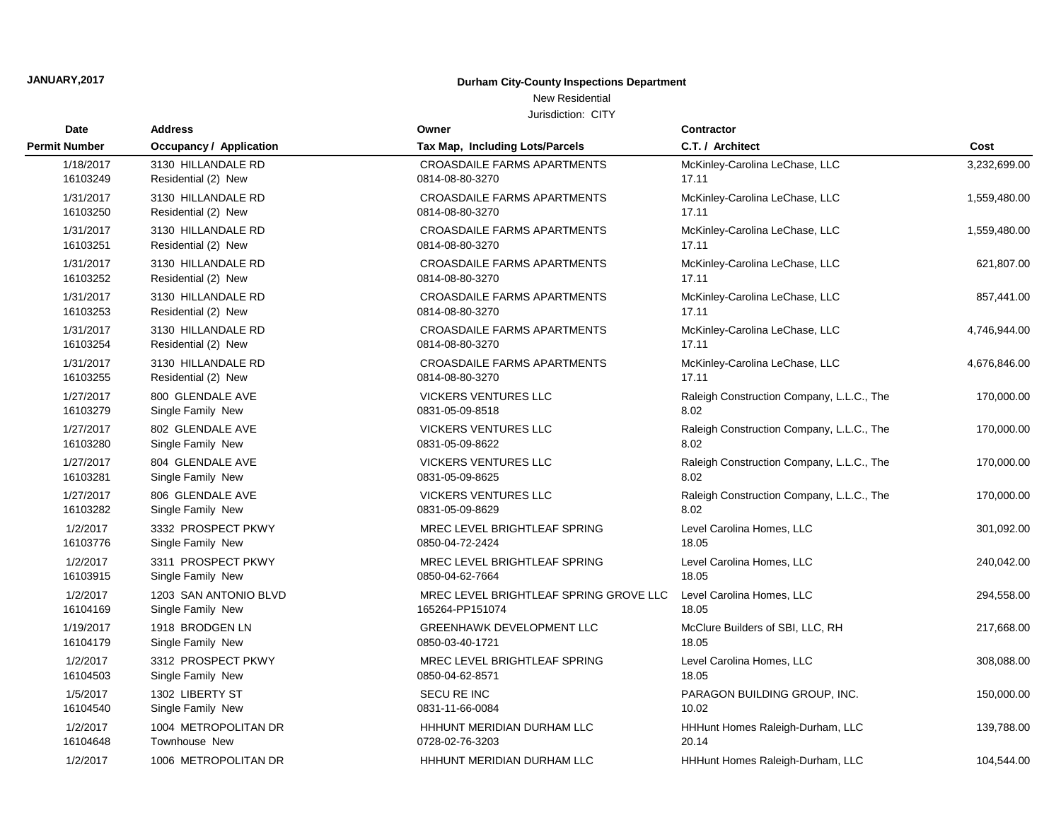**JANUARY,2017**

**Durham City-County Inspections Department**

New Residential

Jurisdiction: CITY

| Date<br>Permit Number | Address<br>Occupancy / Application | Owner<br>Tax Map, Including Lots/Parcels | Contractor<br>C.T. / Architect | Cost |
|---|---|---|---|---|
| 1/18/2017<br>16103249 | 3130 HILLANDALE RD<br>Residential (2) New | CROASDAILE FARMS APARTMENTS<br>0814-08-80-3270 | McKinley-Carolina LeChase, LLC<br>17.11 | 3,232,699.00 |
| 1/31/2017<br>16103250 | 3130 HILLANDALE RD<br>Residential (2) New | CROASDAILE FARMS APARTMENTS<br>0814-08-80-3270 | McKinley-Carolina LeChase, LLC<br>17.11 | 1,559,480.00 |
| 1/31/2017<br>16103251 | 3130 HILLANDALE RD<br>Residential (2) New | CROASDAILE FARMS APARTMENTS<br>0814-08-80-3270 | McKinley-Carolina LeChase, LLC<br>17.11 | 1,559,480.00 |
| 1/31/2017<br>16103252 | 3130 HILLANDALE RD<br>Residential (2) New | CROASDAILE FARMS APARTMENTS<br>0814-08-80-3270 | McKinley-Carolina LeChase, LLC<br>17.11 | 621,807.00 |
| 1/31/2017<br>16103253 | 3130 HILLANDALE RD<br>Residential (2) New | CROASDAILE FARMS APARTMENTS<br>0814-08-80-3270 | McKinley-Carolina LeChase, LLC<br>17.11 | 857,441.00 |
| 1/31/2017<br>16103254 | 3130 HILLANDALE RD<br>Residential (2) New | CROASDAILE FARMS APARTMENTS<br>0814-08-80-3270 | McKinley-Carolina LeChase, LLC<br>17.11 | 4,746,944.00 |
| 1/31/2017<br>16103255 | 3130 HILLANDALE RD<br>Residential (2) New | CROASDAILE FARMS APARTMENTS<br>0814-08-80-3270 | McKinley-Carolina LeChase, LLC<br>17.11 | 4,676,846.00 |
| 1/27/2017<br>16103279 | 800 GLENDALE AVE<br>Single Family New | VICKERS VENTURES LLC<br>0831-05-09-8518 | Raleigh Construction Company, L.L.C., The<br>8.02 | 170,000.00 |
| 1/27/2017<br>16103280 | 802 GLENDALE AVE<br>Single Family New | VICKERS VENTURES LLC<br>0831-05-09-8622 | Raleigh Construction Company, L.L.C., The<br>8.02 | 170,000.00 |
| 1/27/2017<br>16103281 | 804 GLENDALE AVE<br>Single Family New | VICKERS VENTURES LLC<br>0831-05-09-8625 | Raleigh Construction Company, L.L.C., The<br>8.02 | 170,000.00 |
| 1/27/2017<br>16103282 | 806 GLENDALE AVE<br>Single Family New | VICKERS VENTURES LLC<br>0831-05-09-8629 | Raleigh Construction Company, L.L.C., The<br>8.02 | 170,000.00 |
| 1/2/2017<br>16103776 | 3332 PROSPECT PKWY<br>Single Family New | MREC LEVEL BRIGHTLEAF SPRING<br>0850-04-72-2424 | Level Carolina Homes, LLC<br>18.05 | 301,092.00 |
| 1/2/2017<br>16103915 | 3311 PROSPECT PKWY<br>Single Family New | MREC LEVEL BRIGHTLEAF SPRING<br>0850-04-62-7664 | Level Carolina Homes, LLC<br>18.05 | 240,042.00 |
| 1/2/2017<br>16104169 | 1203 SAN ANTONIO BLVD<br>Single Family New | MREC LEVEL BRIGHTLEAF SPRING GROVE LLC<br>165264-PP151074 | Level Carolina Homes, LLC<br>18.05 | 294,558.00 |
| 1/19/2017<br>16104179 | 1918 BRODGEN LN<br>Single Family New | GREENHAWK DEVELOPMENT LLC<br>0850-03-40-1721 | McClure Builders of SBI, LLC, RH<br>18.05 | 217,668.00 |
| 1/2/2017<br>16104503 | 3312 PROSPECT PKWY<br>Single Family New | MREC LEVEL BRIGHTLEAF SPRING<br>0850-04-62-8571 | Level Carolina Homes, LLC<br>18.05 | 308,088.00 |
| 1/5/2017<br>16104540 | 1302 LIBERTY ST<br>Single Family New | SECU RE INC<br>0831-11-66-0084 | PARAGON BUILDING GROUP, INC.<br>10.02 | 150,000.00 |
| 1/2/2017<br>16104648 | 1004 METROPOLITAN DR<br>Townhouse New | HHHUNT MERIDIAN DURHAM LLC<br>0728-02-76-3203 | HHHunt Homes Raleigh-Durham, LLC<br>20.14 | 139,788.00 |
| 1/2/2017 | 1006 METROPOLITAN DR | HHHUNT MERIDIAN DURHAM LLC | HHHunt Homes Raleigh-Durham, LLC | 104,544.00 |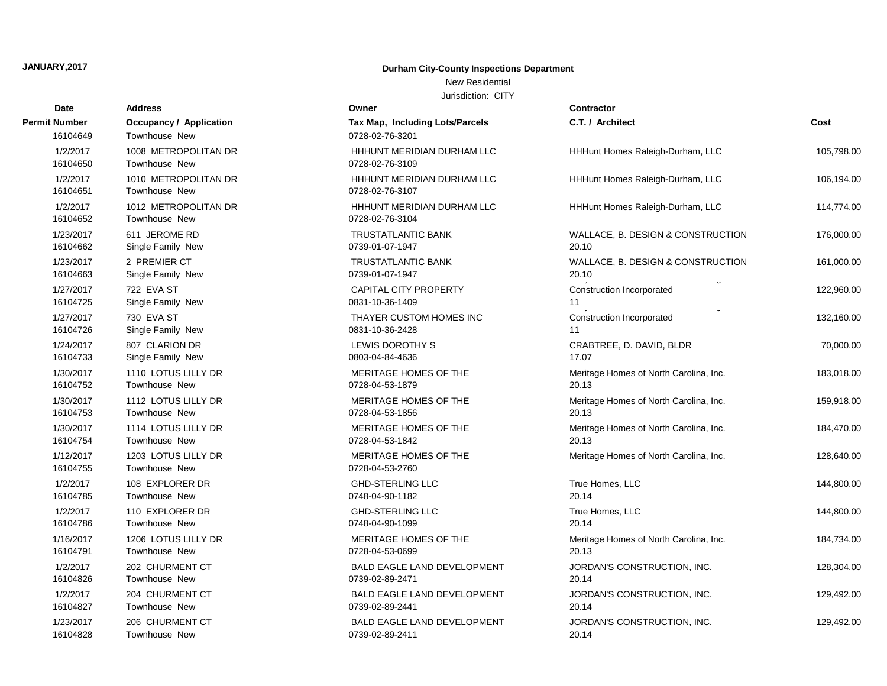**JANUARY,2017**

**Durham City-County Inspections Department**

New Residential

Jurisdiction: CITY

| Date<br>Permit Number | Address<br>Occupancy / Application | Owner<br>Tax Map, Including Lots/Parcels | Contractor<br>C.T. / Architect | Cost |
|---|---|---|---|---|
| 16104649 | Townhouse New | 0728-02-76-3201 | | |
| 1/2/2017 | 1008 METROPOLITAN DR | HHHUNT MERIDIAN DURHAM LLC | HHHunt Homes Raleigh-Durham, LLC | 105,798.00 |
| 16104650 | Townhouse New | 0728-02-76-3109 | | |
| 1/2/2017 | 1010 METROPOLITAN DR | HHHUNT MERIDIAN DURHAM LLC | HHHunt Homes Raleigh-Durham, LLC | 106,194.00 |
| 16104651 | Townhouse New | 0728-02-76-3107 | | |
| 1/2/2017 | 1012 METROPOLITAN DR | HHHUNT MERIDIAN DURHAM LLC | HHHunt Homes Raleigh-Durham, LLC | 114,774.00 |
| 16104652 | Townhouse New | 0728-02-76-3104 | | |
| 1/23/2017 | 611 JEROME RD | TRUSTATLANTIC BANK | WALLACE, B. DESIGN & CONSTRUCTION | 176,000.00 |
| 16104662 | Single Family New | 0739-01-07-1947 | 20.10 | |
| 1/23/2017 | 2 PREMIER CT | TRUSTATLANTIC BANK | WALLACE, B. DESIGN & CONSTRUCTION | 161,000.00 |
| 16104663 | Single Family New | 0739-01-07-1947 | 20.10 | |
| 1/27/2017 | 722 EVA ST | CAPITAL CITY PROPERTY | Construction Incorporated | 122,960.00 |
| 16104725 | Single Family New | 0831-10-36-1409 | 11 | |
| 1/27/2017 | 730 EVA ST | THAYER CUSTOM HOMES INC | Construction Incorporated | 132,160.00 |
| 16104726 | Single Family New | 0831-10-36-2428 | 11 | |
| 1/24/2017 | 807 CLARION DR | LEWIS DOROTHY S | CRABTREE, D. DAVID, BLDR | 70,000.00 |
| 16104733 | Single Family New | 0803-04-84-4636 | 17.07 | |
| 1/30/2017 | 1110 LOTUS LILLY DR | MERITAGE HOMES OF THE | Meritage Homes of North Carolina, Inc. | 183,018.00 |
| 16104752 | Townhouse New | 0728-04-53-1879 | 20.13 | |
| 1/30/2017 | 1112 LOTUS LILLY DR | MERITAGE HOMES OF THE | Meritage Homes of North Carolina, Inc. | 159,918.00 |
| 16104753 | Townhouse New | 0728-04-53-1856 | 20.13 | |
| 1/30/2017 | 1114 LOTUS LILLY DR | MERITAGE HOMES OF THE | Meritage Homes of North Carolina, Inc. | 184,470.00 |
| 16104754 | Townhouse New | 0728-04-53-1842 | 20.13 | |
| 1/12/2017 | 1203 LOTUS LILLY DR | MERITAGE HOMES OF THE | Meritage Homes of North Carolina, Inc. | 128,640.00 |
| 16104755 | Townhouse New | 0728-04-53-2760 | | |
| 1/2/2017 | 108 EXPLORER DR | GHD-STERLING LLC | True Homes, LLC | 144,800.00 |
| 16104785 | Townhouse New | 0748-04-90-1182 | 20.14 | |
| 1/2/2017 | 110 EXPLORER DR | GHD-STERLING LLC | True Homes, LLC | 144,800.00 |
| 16104786 | Townhouse New | 0748-04-90-1099 | 20.14 | |
| 1/16/2017 | 1206 LOTUS LILLY DR | MERITAGE HOMES OF THE | Meritage Homes of North Carolina, Inc. | 184,734.00 |
| 16104791 | Townhouse New | 0728-04-53-0699 | 20.13 | |
| 1/2/2017 | 202 CHURMENT CT | BALD EAGLE LAND DEVELOPMENT | JORDAN'S CONSTRUCTION, INC. | 128,304.00 |
| 16104826 | Townhouse New | 0739-02-89-2471 | 20.14 | |
| 1/2/2017 | 204 CHURMENT CT | BALD EAGLE LAND DEVELOPMENT | JORDAN'S CONSTRUCTION, INC. | 129,492.00 |
| 16104827 | Townhouse New | 0739-02-89-2441 | 20.14 | |
| 1/23/2017 | 206 CHURMENT CT | BALD EAGLE LAND DEVELOPMENT | JORDAN'S CONSTRUCTION, INC. | 129,492.00 |
| 16104828 | Townhouse New | 0739-02-89-2411 | 20.14 | |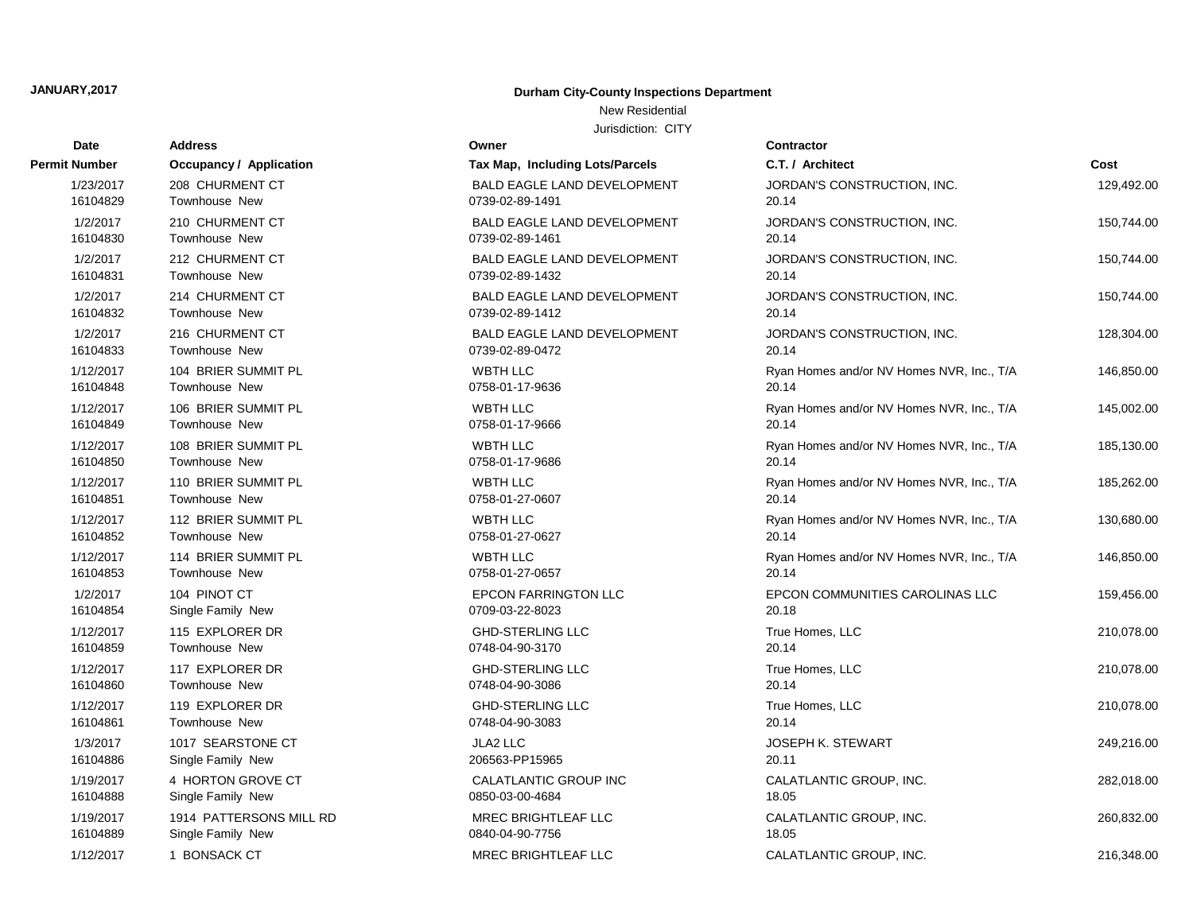**JANUARY,2017**

**Durham City-County Inspections Department**

New Residential

Jurisdiction: CITY

| Date<br>Permit Number | Address<br>Occupancy / Application | Owner<br>Tax Map, Including Lots/Parcels | Contractor<br>C.T. / Architect | Cost |
|---|---|---|---|---|
| 1/23/2017<br>16104829 | 208 CHURMENT CT<br>Townhouse New | BALD EAGLE LAND DEVELOPMENT<br>0739-02-89-1491 | JORDAN'S CONSTRUCTION, INC.<br>20.14 | 129,492.00 |
| 1/2/2017<br>16104830 | 210 CHURMENT CT<br>Townhouse New | BALD EAGLE LAND DEVELOPMENT<br>0739-02-89-1461 | JORDAN'S CONSTRUCTION, INC.<br>20.14 | 150,744.00 |
| 1/2/2017<br>16104831 | 212 CHURMENT CT<br>Townhouse New | BALD EAGLE LAND DEVELOPMENT<br>0739-02-89-1432 | JORDAN'S CONSTRUCTION, INC.<br>20.14 | 150,744.00 |
| 1/2/2017<br>16104832 | 214 CHURMENT CT<br>Townhouse New | BALD EAGLE LAND DEVELOPMENT<br>0739-02-89-1412 | JORDAN'S CONSTRUCTION, INC.<br>20.14 | 150,744.00 |
| 1/2/2017<br>16104833 | 216 CHURMENT CT<br>Townhouse New | BALD EAGLE LAND DEVELOPMENT<br>0739-02-89-0472 | JORDAN'S CONSTRUCTION, INC.<br>20.14 | 128,304.00 |
| 1/12/2017<br>16104848 | 104 BRIER SUMMIT PL<br>Townhouse New | WBTH LLC<br>0758-01-17-9636 | Ryan Homes and/or NV Homes NVR, Inc., T/A<br>20.14 | 146,850.00 |
| 1/12/2017<br>16104849 | 106 BRIER SUMMIT PL<br>Townhouse New | WBTH LLC<br>0758-01-17-9666 | Ryan Homes and/or NV Homes NVR, Inc., T/A<br>20.14 | 145,002.00 |
| 1/12/2017<br>16104850 | 108 BRIER SUMMIT PL<br>Townhouse New | WBTH LLC<br>0758-01-17-9686 | Ryan Homes and/or NV Homes NVR, Inc., T/A<br>20.14 | 185,130.00 |
| 1/12/2017<br>16104851 | 110 BRIER SUMMIT PL<br>Townhouse New | WBTH LLC<br>0758-01-27-0607 | Ryan Homes and/or NV Homes NVR, Inc., T/A<br>20.14 | 185,262.00 |
| 1/12/2017<br>16104852 | 112 BRIER SUMMIT PL<br>Townhouse New | WBTH LLC<br>0758-01-27-0627 | Ryan Homes and/or NV Homes NVR, Inc., T/A<br>20.14 | 130,680.00 |
| 1/12/2017<br>16104853 | 114 BRIER SUMMIT PL<br>Townhouse New | WBTH LLC<br>0758-01-27-0657 | Ryan Homes and/or NV Homes NVR, Inc., T/A<br>20.14 | 146,850.00 |
| 1/2/2017<br>16104854 | 104 PINOT CT<br>Single Family New | EPCON FARRINGTON LLC<br>0709-03-22-8023 | EPCON COMMUNITIES CAROLINAS LLC<br>20.18 | 159,456.00 |
| 1/12/2017<br>16104859 | 115 EXPLORER DR<br>Townhouse New | GHD-STERLING LLC<br>0748-04-90-3170 | True Homes, LLC<br>20.14 | 210,078.00 |
| 1/12/2017<br>16104860 | 117 EXPLORER DR<br>Townhouse New | GHD-STERLING LLC<br>0748-04-90-3086 | True Homes, LLC<br>20.14 | 210,078.00 |
| 1/12/2017<br>16104861 | 119 EXPLORER DR<br>Townhouse New | GHD-STERLING LLC<br>0748-04-90-3083 | True Homes, LLC<br>20.14 | 210,078.00 |
| 1/3/2017<br>16104886 | 1017 SEARSTONE CT<br>Single Family New | JLA2 LLC<br>206563-PP15965 | JOSEPH K. STEWART<br>20.11 | 249,216.00 |
| 1/19/2017<br>16104888 | 4 HORTON GROVE CT<br>Single Family New | CALATLANTIC GROUP INC<br>0850-03-00-4684 | CALATLANTIC GROUP, INC.<br>18.05 | 282,018.00 |
| 1/19/2017<br>16104889 | 1914 PATTERSONS MILL RD<br>Single Family New | MREC BRIGHTLEAF LLC<br>0840-04-90-7756 | CALATLANTIC GROUP, INC.<br>18.05 | 260,832.00 |
| 1/12/2017 | 1 BONSACK CT | MREC BRIGHTLEAF LLC | CALATLANTIC GROUP, INC. | 216,348.00 |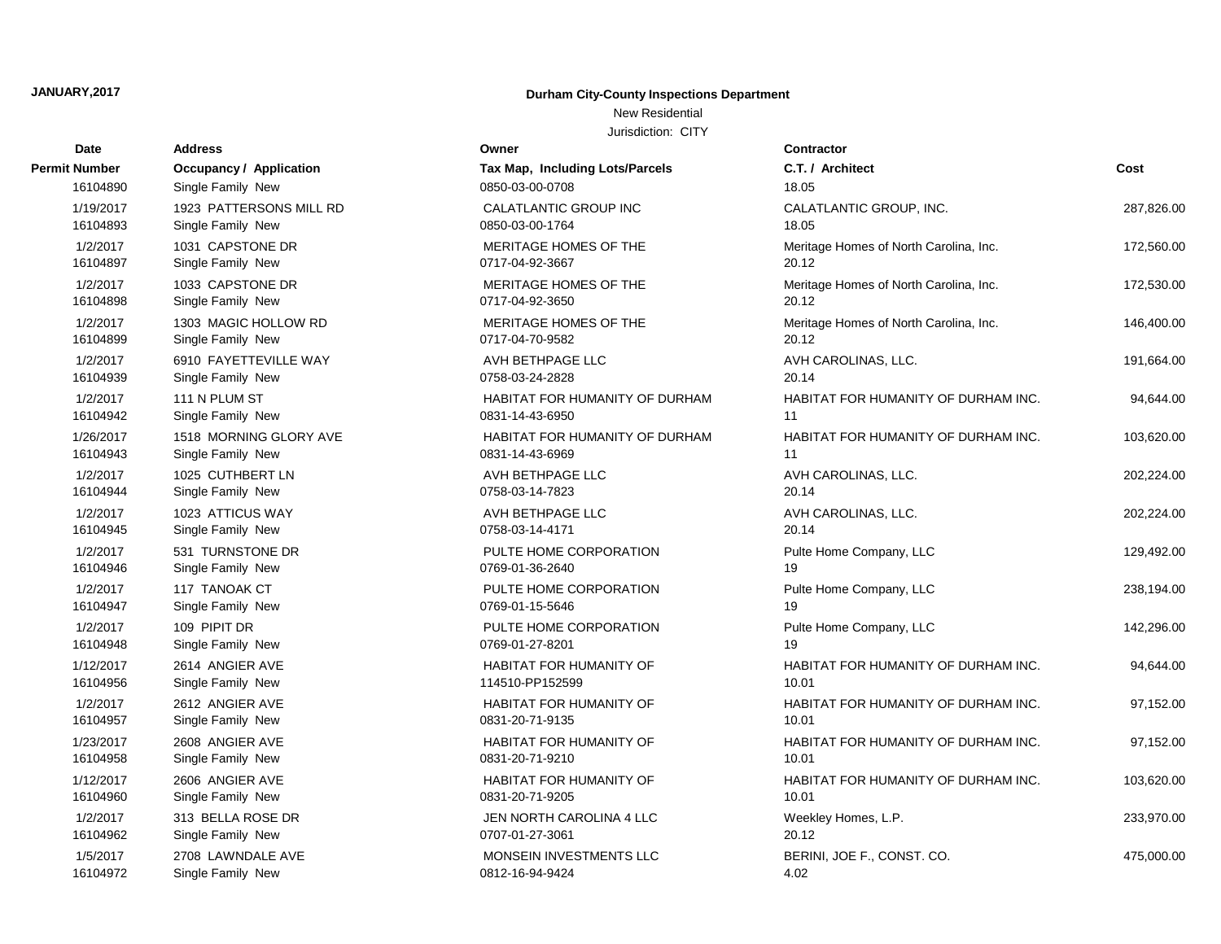**JANUARY,2017**

**Durham City-County Inspections Department**

New Residential

Jurisdiction: CITY

| Date | Address | Owner | Contractor | |
|---|---|---|---|---|
| **Permit Number** | **Occupancy / Application** | **Tax Map, Including Lots/Parcels** | **C.T. / Architect** | **Cost** |
| 16104890 | Single Family New | 0850-03-00-0708 | 18.05 | |
| 1/19/2017 | 1923 PATTERSONS MILL RD | CALATLANTIC GROUP INC | CALATLANTIC GROUP, INC. | 287,826.00 |
| 16104893 | Single Family New | 0850-03-00-1764 | 18.05 | |
| 1/2/2017 | 1031 CAPSTONE DR | MERITAGE HOMES OF THE | Meritage Homes of North Carolina, Inc. | 172,560.00 |
| 16104897 | Single Family New | 0717-04-92-3667 | 20.12 | |
| 1/2/2017 | 1033 CAPSTONE DR | MERITAGE HOMES OF THE | Meritage Homes of North Carolina, Inc. | 172,530.00 |
| 16104898 | Single Family New | 0717-04-92-3650 | 20.12 | |
| 1/2/2017 | 1303 MAGIC HOLLOW RD | MERITAGE HOMES OF THE | Meritage Homes of North Carolina, Inc. | 146,400.00 |
| 16104899 | Single Family New | 0717-04-70-9582 | 20.12 | |
| 1/2/2017 | 6910 FAYETTEVILLE WAY | AVH BETHPAGE LLC | AVH CAROLINAS, LLC. | 191,664.00 |
| 16104939 | Single Family New | 0758-03-24-2828 | 20.14 | |
| 1/2/2017 | 111 N PLUM ST | HABITAT FOR HUMANITY OF DURHAM | HABITAT FOR HUMANITY OF DURHAM INC. | 94,644.00 |
| 16104942 | Single Family New | 0831-14-43-6950 | 11 | |
| 1/26/2017 | 1518 MORNING GLORY AVE | HABITAT FOR HUMANITY OF DURHAM | HABITAT FOR HUMANITY OF DURHAM INC. | 103,620.00 |
| 16104943 | Single Family New | 0831-14-43-6969 | 11 | |
| 1/2/2017 | 1025 CUTHBERT LN | AVH BETHPAGE LLC | AVH CAROLINAS, LLC. | 202,224.00 |
| 16104944 | Single Family New | 0758-03-14-7823 | 20.14 | |
| 1/2/2017 | 1023 ATTICUS WAY | AVH BETHPAGE LLC | AVH CAROLINAS, LLC. | 202,224.00 |
| 16104945 | Single Family New | 0758-03-14-4171 | 20.14 | |
| 1/2/2017 | 531 TURNSTONE DR | PULTE HOME CORPORATION | Pulte Home Company, LLC | 129,492.00 |
| 16104946 | Single Family New | 0769-01-36-2640 | 19 | |
| 1/2/2017 | 117 TANOAK CT | PULTE HOME CORPORATION | Pulte Home Company, LLC | 238,194.00 |
| 16104947 | Single Family New | 0769-01-15-5646 | 19 | |
| 1/2/2017 | 109 PIPIT DR | PULTE HOME CORPORATION | Pulte Home Company, LLC | 142,296.00 |
| 16104948 | Single Family New | 0769-01-27-8201 | 19 | |
| 1/12/2017 | 2614 ANGIER AVE | HABITAT FOR HUMANITY OF | HABITAT FOR HUMANITY OF DURHAM INC. | 94,644.00 |
| 16104956 | Single Family New | 114510-PP152599 | 10.01 | |
| 1/2/2017 | 2612 ANGIER AVE | HABITAT FOR HUMANITY OF | HABITAT FOR HUMANITY OF DURHAM INC. | 97,152.00 |
| 16104957 | Single Family New | 0831-20-71-9135 | 10.01 | |
| 1/23/2017 | 2608 ANGIER AVE | HABITAT FOR HUMANITY OF | HABITAT FOR HUMANITY OF DURHAM INC. | 97,152.00 |
| 16104958 | Single Family New | 0831-20-71-9210 | 10.01 | |
| 1/12/2017 | 2606 ANGIER AVE | HABITAT FOR HUMANITY OF | HABITAT FOR HUMANITY OF DURHAM INC. | 103,620.00 |
| 16104960 | Single Family New | 0831-20-71-9205 | 10.01 | |
| 1/2/2017 | 313 BELLA ROSE DR | JEN NORTH CAROLINA 4 LLC | Weekley Homes, L.P. | 233,970.00 |
| 16104962 | Single Family New | 0707-01-27-3061 | 20.12 | |
| 1/5/2017 | 2708 LAWNDALE AVE | MONSEIN INVESTMENTS LLC | BERINI, JOE F., CONST. CO. | 475,000.00 |
| 16104972 | Single Family New | 0812-16-94-9424 | 4.02 | |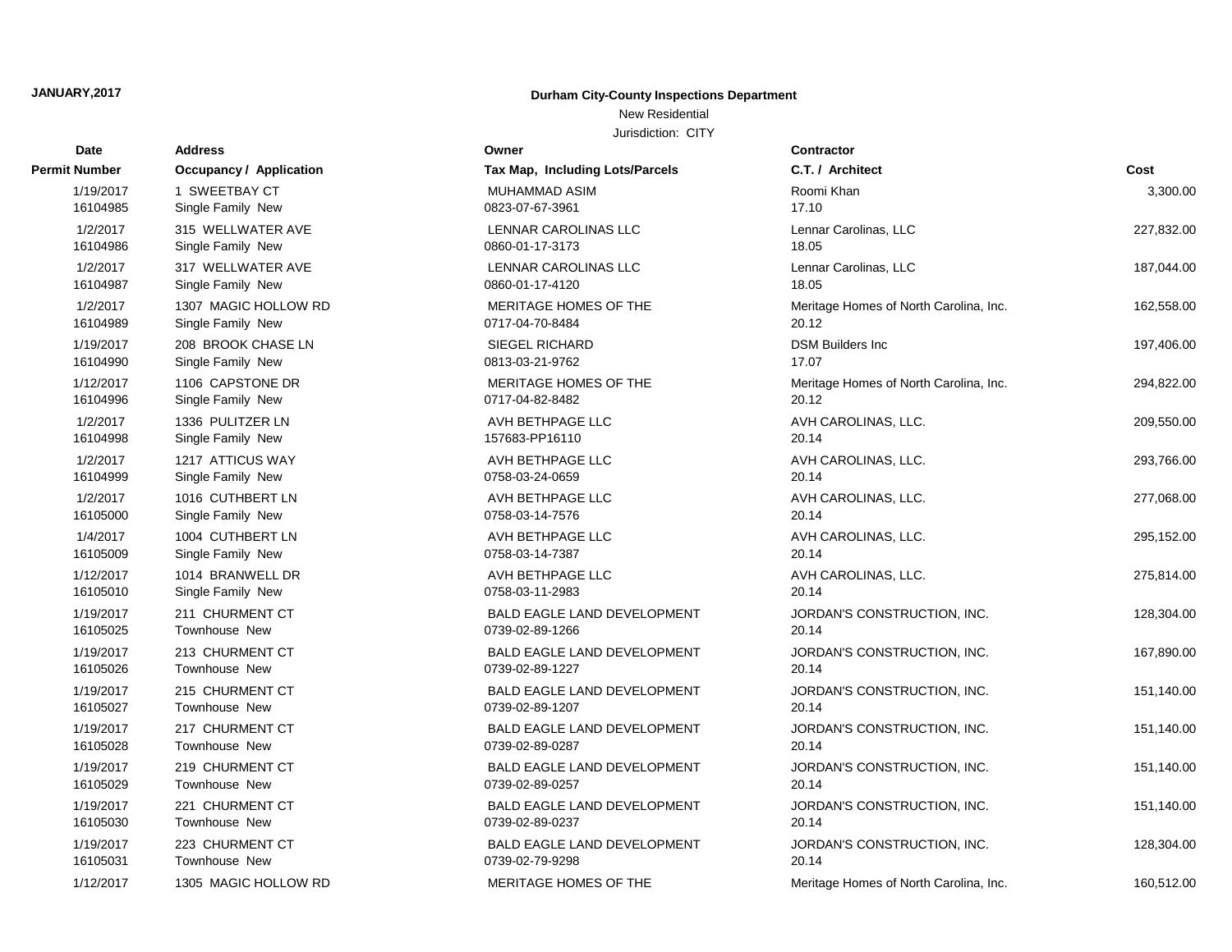**JANUARY,2017**

**Durham City-County Inspections Department**

New Residential

Jurisdiction: CITY

| Date<br>Permit Number | Address<br>Occupancy / Application | Owner<br>Tax Map, Including Lots/Parcels | Contractor<br>C.T. / Architect | Cost |
|---|---|---|---|---|
| 1/19/2017<br>16104985 | 1 SWEETBAY CT<br>Single Family New | MUHAMMAD ASIM<br>0823-07-67-3961 | Roomi Khan<br>17.10 | 3,300.00 |
| 1/2/2017<br>16104986 | 315 WELLWATER AVE<br>Single Family New | LENNAR CAROLINAS LLC<br>0860-01-17-3173 | Lennar Carolinas, LLC<br>18.05 | 227,832.00 |
| 1/2/2017<br>16104987 | 317 WELLWATER AVE<br>Single Family New | LENNAR CAROLINAS LLC<br>0860-01-17-4120 | Lennar Carolinas, LLC<br>18.05 | 187,044.00 |
| 1/2/2017<br>16104989 | 1307 MAGIC HOLLOW RD<br>Single Family New | MERITAGE HOMES OF THE<br>0717-04-70-8484 | Meritage Homes of North Carolina, Inc.<br>20.12 | 162,558.00 |
| 1/19/2017<br>16104990 | 208 BROOK CHASE LN<br>Single Family New | SIEGEL RICHARD<br>0813-03-21-9762 | DSM Builders Inc<br>17.07 | 197,406.00 |
| 1/12/2017<br>16104996 | 1106 CAPSTONE DR<br>Single Family New | MERITAGE HOMES OF THE<br>0717-04-82-8482 | Meritage Homes of North Carolina, Inc.<br>20.12 | 294,822.00 |
| 1/2/2017<br>16104998 | 1336 PULITZER LN<br>Single Family New | AVH BETHPAGE LLC<br>157683-PP16110 | AVH CAROLINAS, LLC.<br>20.14 | 209,550.00 |
| 1/2/2017<br>16104999 | 1217 ATTICUS WAY<br>Single Family New | AVH BETHPAGE LLC<br>0758-03-24-0659 | AVH CAROLINAS, LLC.<br>20.14 | 293,766.00 |
| 1/2/2017<br>16105000 | 1016 CUTHBERT LN<br>Single Family New | AVH BETHPAGE LLC<br>0758-03-14-7576 | AVH CAROLINAS, LLC.<br>20.14 | 277,068.00 |
| 1/4/2017<br>16105009 | 1004 CUTHBERT LN<br>Single Family New | AVH BETHPAGE LLC<br>0758-03-14-7387 | AVH CAROLINAS, LLC.<br>20.14 | 295,152.00 |
| 1/12/2017<br>16105010 | 1014 BRANWELL DR<br>Single Family New | AVH BETHPAGE LLC<br>0758-03-11-2983 | AVH CAROLINAS, LLC.<br>20.14 | 275,814.00 |
| 1/19/2017<br>16105025 | 211 CHURMENT CT<br>Townhouse New | BALD EAGLE LAND DEVELOPMENT<br>0739-02-89-1266 | JORDAN'S CONSTRUCTION, INC.<br>20.14 | 128,304.00 |
| 1/19/2017<br>16105026 | 213 CHURMENT CT<br>Townhouse New | BALD EAGLE LAND DEVELOPMENT<br>0739-02-89-1227 | JORDAN'S CONSTRUCTION, INC.<br>20.14 | 167,890.00 |
| 1/19/2017<br>16105027 | 215 CHURMENT CT<br>Townhouse New | BALD EAGLE LAND DEVELOPMENT<br>0739-02-89-1207 | JORDAN'S CONSTRUCTION, INC.<br>20.14 | 151,140.00 |
| 1/19/2017<br>16105028 | 217 CHURMENT CT<br>Townhouse New | BALD EAGLE LAND DEVELOPMENT<br>0739-02-89-0287 | JORDAN'S CONSTRUCTION, INC.<br>20.14 | 151,140.00 |
| 1/19/2017<br>16105029 | 219 CHURMENT CT<br>Townhouse New | BALD EAGLE LAND DEVELOPMENT<br>0739-02-89-0257 | JORDAN'S CONSTRUCTION, INC.<br>20.14 | 151,140.00 |
| 1/19/2017<br>16105030 | 221 CHURMENT CT<br>Townhouse New | BALD EAGLE LAND DEVELOPMENT<br>0739-02-89-0237 | JORDAN'S CONSTRUCTION, INC.<br>20.14 | 151,140.00 |
| 1/19/2017<br>16105031 | 223 CHURMENT CT<br>Townhouse New | BALD EAGLE LAND DEVELOPMENT<br>0739-02-79-9298 | JORDAN'S CONSTRUCTION, INC.<br>20.14 | 128,304.00 |
| 1/12/2017 | 1305 MAGIC HOLLOW RD | MERITAGE HOMES OF THE | Meritage Homes of North Carolina, Inc. | 160,512.00 |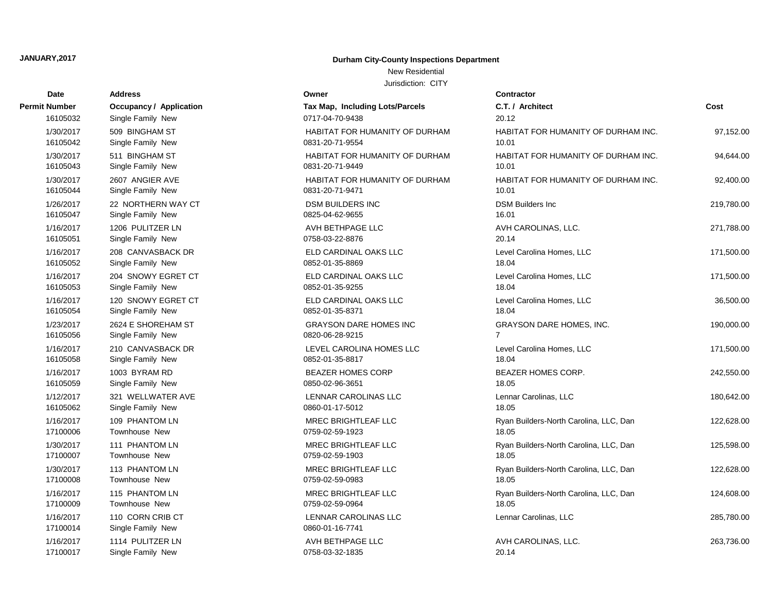**JANUARY,2017**

**Durham City-County Inspections Department**

New Residential

Jurisdiction: CITY

| Date / Permit Number | Address / Occupancy / Application | Owner / Tax Map, Including Lots/Parcels | Contractor / C.T. / Architect | Cost |
|---|---|---|---|---|
| 16105032 | Single Family New | 0717-04-70-9438 | 20.12 | |
| 1/30/2017 | 509 BINGHAM ST | HABITAT FOR HUMANITY OF DURHAM | HABITAT FOR HUMANITY OF DURHAM INC. | 97,152.00 |
| 16105042 | Single Family New | 0831-20-71-9554 | 10.01 | |
| 1/30/2017 | 511 BINGHAM ST | HABITAT FOR HUMANITY OF DURHAM | HABITAT FOR HUMANITY OF DURHAM INC. | 94,644.00 |
| 16105043 | Single Family New | 0831-20-71-9449 | 10.01 | |
| 1/30/2017 | 2607 ANGIER AVE | HABITAT FOR HUMANITY OF DURHAM | HABITAT FOR HUMANITY OF DURHAM INC. | 92,400.00 |
| 16105044 | Single Family New | 0831-20-71-9471 | 10.01 | |
| 1/26/2017 | 22 NORTHERN WAY CT | DSM BUILDERS INC | DSM Builders Inc | 219,780.00 |
| 16105047 | Single Family New | 0825-04-62-9655 | 16.01 | |
| 1/16/2017 | 1206 PULITZER LN | AVH BETHPAGE LLC | AVH CAROLINAS, LLC. | 271,788.00 |
| 16105051 | Single Family New | 0758-03-22-8876 | 20.14 | |
| 1/16/2017 | 208 CANVASBACK DR | ELD CARDINAL OAKS LLC | Level Carolina Homes, LLC | 171,500.00 |
| 16105052 | Single Family New | 0852-01-35-8869 | 18.04 | |
| 1/16/2017 | 204 SNOWY EGRET CT | ELD CARDINAL OAKS LLC | Level Carolina Homes, LLC | 171,500.00 |
| 16105053 | Single Family New | 0852-01-35-9255 | 18.04 | |
| 1/16/2017 | 120 SNOWY EGRET CT | ELD CARDINAL OAKS LLC | Level Carolina Homes, LLC | 36,500.00 |
| 16105054 | Single Family New | 0852-01-35-8371 | 18.04 | |
| 1/23/2017 | 2624 E SHOREHAM ST | GRAYSON DARE HOMES INC | GRAYSON DARE HOMES, INC. | 190,000.00 |
| 16105056 | Single Family New | 0820-06-28-9215 | 7 | |
| 1/16/2017 | 210 CANVASBACK DR | LEVEL CAROLINA HOMES LLC | Level Carolina Homes, LLC | 171,500.00 |
| 16105058 | Single Family New | 0852-01-35-8817 | 18.04 | |
| 1/16/2017 | 1003 BYRAM RD | BEAZER HOMES CORP | BEAZER HOMES CORP. | 242,550.00 |
| 16105059 | Single Family New | 0850-02-96-3651 | 18.05 | |
| 1/12/2017 | 321 WELLWATER AVE | LENNAR CAROLINAS LLC | Lennar Carolinas, LLC | 180,642.00 |
| 16105062 | Single Family New | 0860-01-17-5012 | 18.05 | |
| 1/16/2017 | 109 PHANTOM LN | MREC BRIGHTLEAF LLC | Ryan Builders-North Carolina, LLC, Dan | 122,628.00 |
| 17100006 | Townhouse New | 0759-02-59-1923 | 18.05 | |
| 1/30/2017 | 111 PHANTOM LN | MREC BRIGHTLEAF LLC | Ryan Builders-North Carolina, LLC, Dan | 125,598.00 |
| 17100007 | Townhouse New | 0759-02-59-1903 | 18.05 | |
| 1/30/2017 | 113 PHANTOM LN | MREC BRIGHTLEAF LLC | Ryan Builders-North Carolina, LLC, Dan | 122,628.00 |
| 17100008 | Townhouse New | 0759-02-59-0983 | 18.05 | |
| 1/16/2017 | 115 PHANTOM LN | MREC BRIGHTLEAF LLC | Ryan Builders-North Carolina, LLC, Dan | 124,608.00 |
| 17100009 | Townhouse New | 0759-02-59-0964 | 18.05 | |
| 1/16/2017 | 110 CORN CRIB CT | LENNAR CAROLINAS LLC | Lennar Carolinas, LLC | 285,780.00 |
| 17100014 | Single Family New | 0860-01-16-7741 | | |
| 1/16/2017 | 1114 PULITZER LN | AVH BETHPAGE LLC | AVH CAROLINAS, LLC. | 263,736.00 |
| 17100017 | Single Family New | 0758-03-32-1835 | 20.14 | |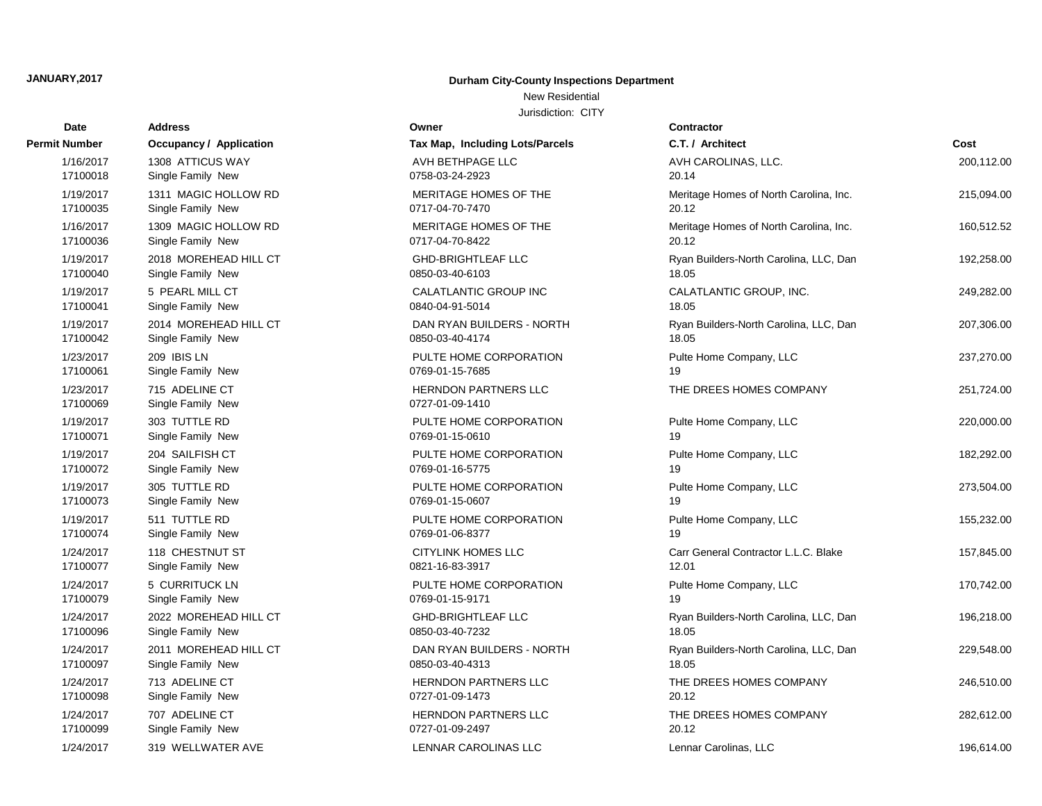**JANUARY,2017**

**Durham City-County Inspections Department**

New Residential

Jurisdiction: CITY

| Date<br>Permit Number | Address<br>Occupancy / Application | Owner<br>Tax Map, Including Lots/Parcels | Contractor<br>C.T. / Architect | Cost |
|---|---|---|---|---|
| 1/16/2017<br>17100018 | 1308 ATTICUS WAY<br>Single Family New | AVH BETHPAGE LLC<br>0758-03-24-2923 | AVH CAROLINAS, LLC.<br>20.14 | 200,112.00 |
| 1/19/2017<br>17100035 | 1311 MAGIC HOLLOW RD<br>Single Family New | MERITAGE HOMES OF THE<br>0717-04-70-7470 | Meritage Homes of North Carolina, Inc.<br>20.12 | 215,094.00 |
| 1/16/2017<br>17100036 | 1309 MAGIC HOLLOW RD<br>Single Family New | MERITAGE HOMES OF THE<br>0717-04-70-8422 | Meritage Homes of North Carolina, Inc.<br>20.12 | 160,512.52 |
| 1/19/2017<br>17100040 | 2018 MOREHEAD HILL CT<br>Single Family New | GHD-BRIGHTLEAF LLC<br>0850-03-40-6103 | Ryan Builders-North Carolina, LLC, Dan<br>18.05 | 192,258.00 |
| 1/19/2017<br>17100041 | 5 PEARL MILL CT<br>Single Family New | CALATLANTIC GROUP INC<br>0840-04-91-5014 | CALATLANTIC GROUP, INC.<br>18.05 | 249,282.00 |
| 1/19/2017<br>17100042 | 2014 MOREHEAD HILL CT<br>Single Family New | DAN RYAN BUILDERS - NORTH<br>0850-03-40-4174 | Ryan Builders-North Carolina, LLC, Dan<br>18.05 | 207,306.00 |
| 1/23/2017<br>17100061 | 209 IBIS LN<br>Single Family New | PULTE HOME CORPORATION<br>0769-01-15-7685 | Pulte Home Company, LLC<br>19 | 237,270.00 |
| 1/23/2017<br>17100069 | 715 ADELINE CT<br>Single Family New | HERNDON PARTNERS LLC<br>0727-01-09-1410 | THE DREES HOMES COMPANY | 251,724.00 |
| 1/19/2017<br>17100071 | 303 TUTTLE RD<br>Single Family New | PULTE HOME CORPORATION<br>0769-01-15-0610 | Pulte Home Company, LLC<br>19 | 220,000.00 |
| 1/19/2017<br>17100072 | 204 SAILFISH CT<br>Single Family New | PULTE HOME CORPORATION<br>0769-01-16-5775 | Pulte Home Company, LLC<br>19 | 182,292.00 |
| 1/19/2017<br>17100073 | 305 TUTTLE RD<br>Single Family New | PULTE HOME CORPORATION<br>0769-01-15-0607 | Pulte Home Company, LLC<br>19 | 273,504.00 |
| 1/19/2017<br>17100074 | 511 TUTTLE RD<br>Single Family New | PULTE HOME CORPORATION<br>0769-01-06-8377 | Pulte Home Company, LLC<br>19 | 155,232.00 |
| 1/24/2017<br>17100077 | 118 CHESTNUT ST<br>Single Family New | CITYLINK HOMES LLC<br>0821-16-83-3917 | Carr General Contractor L.L.C. Blake<br>12.01 | 157,845.00 |
| 1/24/2017<br>17100079 | 5 CURRITUCK LN<br>Single Family New | PULTE HOME CORPORATION<br>0769-01-15-9171 | Pulte Home Company, LLC<br>19 | 170,742.00 |
| 1/24/2017<br>17100096 | 2022 MOREHEAD HILL CT<br>Single Family New | GHD-BRIGHTLEAF LLC<br>0850-03-40-7232 | Ryan Builders-North Carolina, LLC, Dan<br>18.05 | 196,218.00 |
| 1/24/2017<br>17100097 | 2011 MOREHEAD HILL CT<br>Single Family New | DAN RYAN BUILDERS - NORTH<br>0850-03-40-4313 | Ryan Builders-North Carolina, LLC, Dan<br>18.05 | 229,548.00 |
| 1/24/2017<br>17100098 | 713 ADELINE CT<br>Single Family New | HERNDON PARTNERS LLC<br>0727-01-09-1473 | THE DREES HOMES COMPANY<br>20.12 | 246,510.00 |
| 1/24/2017<br>17100099 | 707 ADELINE CT<br>Single Family New | HERNDON PARTNERS LLC<br>0727-01-09-2497 | THE DREES HOMES COMPANY<br>20.12 | 282,612.00 |
| 1/24/2017 | 319 WELLWATER AVE | LENNAR CAROLINAS LLC | Lennar Carolinas, LLC | 196,614.00 |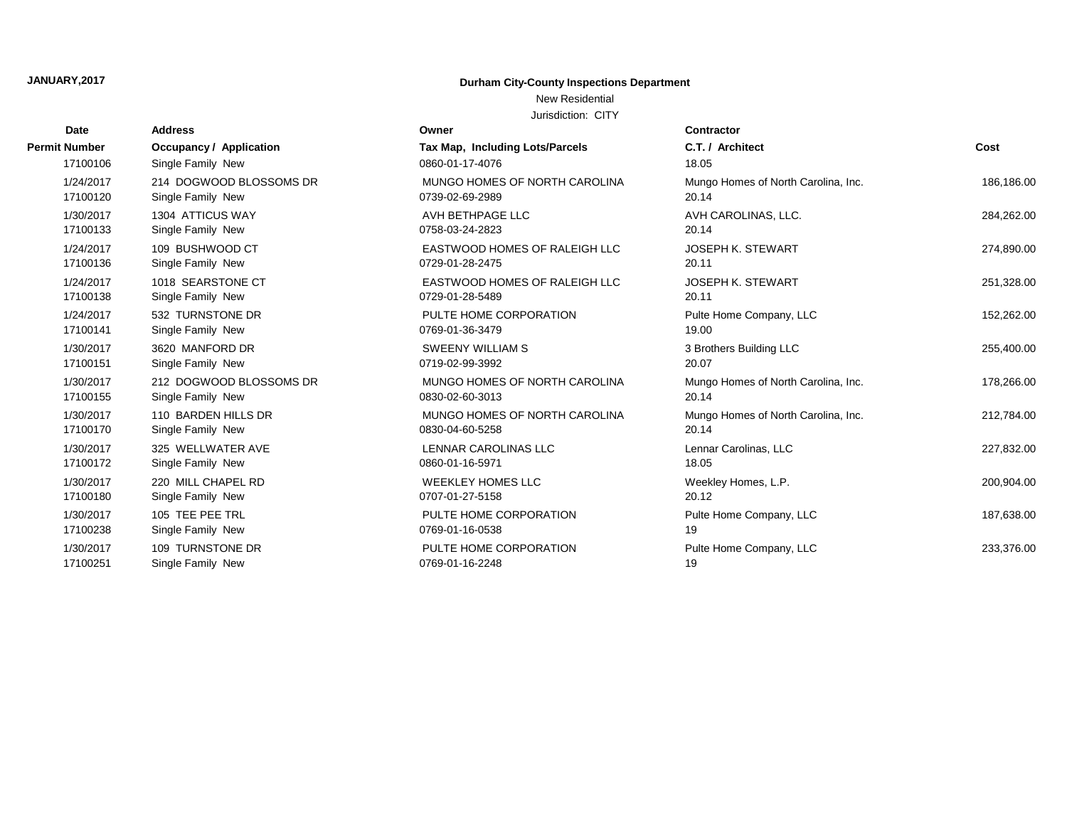**JANUARY,2017**

**Durham City-County Inspections Department**

New Residential

Jurisdiction: CITY

| Date / Permit Number | Address / Occupancy / Application | Owner / Tax Map, Including Lots/Parcels | Contractor / C.T. / Architect | Cost |
|---|---|---|---|---|
| 17100106 | Single Family New | 0860-01-17-4076 | 18.05 | |
| 1/24/2017 | 214 DOGWOOD BLOSSOMS DR | MUNGO HOMES OF NORTH CAROLINA | Mungo Homes of North Carolina, Inc. | 186,186.00 |
| 17100120 | Single Family New | 0739-02-69-2989 | 20.14 | |
| 1/30/2017 | 1304 ATTICUS WAY | AVH BETHPAGE LLC | AVH CAROLINAS, LLC. | 284,262.00 |
| 17100133 | Single Family New | 0758-03-24-2823 | 20.14 | |
| 1/24/2017 | 109 BUSHWOOD CT | EASTWOOD HOMES OF RALEIGH LLC | JOSEPH K. STEWART | 274,890.00 |
| 17100136 | Single Family New | 0729-01-28-2475 | 20.11 | |
| 1/24/2017 | 1018 SEARSTONE CT | EASTWOOD HOMES OF RALEIGH LLC | JOSEPH K. STEWART | 251,328.00 |
| 17100138 | Single Family New | 0729-01-28-5489 | 20.11 | |
| 1/24/2017 | 532 TURNSTONE DR | PULTE HOME CORPORATION | Pulte Home Company, LLC | 152,262.00 |
| 17100141 | Single Family New | 0769-01-36-3479 | 19.00 | |
| 1/30/2017 | 3620 MANFORD DR | SWEENY WILLIAM S | 3 Brothers Building LLC | 255,400.00 |
| 17100151 | Single Family New | 0719-02-99-3992 | 20.07 | |
| 1/30/2017 | 212 DOGWOOD BLOSSOMS DR | MUNGO HOMES OF NORTH CAROLINA | Mungo Homes of North Carolina, Inc. | 178,266.00 |
| 17100155 | Single Family New | 0830-02-60-3013 | 20.14 | |
| 1/30/2017 | 110 BARDEN HILLS DR | MUNGO HOMES OF NORTH CAROLINA | Mungo Homes of North Carolina, Inc. | 212,784.00 |
| 17100170 | Single Family New | 0830-04-60-5258 | 20.14 | |
| 1/30/2017 | 325 WELLWATER AVE | LENNAR CAROLINAS LLC | Lennar Carolinas, LLC | 227,832.00 |
| 17100172 | Single Family New | 0860-01-16-5971 | 18.05 | |
| 1/30/2017 | 220 MILL CHAPEL RD | WEEKLEY HOMES LLC | Weekley Homes, L.P. | 200,904.00 |
| 17100180 | Single Family New | 0707-01-27-5158 | 20.12 | |
| 1/30/2017 | 105 TEE PEE TRL | PULTE HOME CORPORATION | Pulte Home Company, LLC | 187,638.00 |
| 17100238 | Single Family New | 0769-01-16-0538 | 19 | |
| 1/30/2017 | 109 TURNSTONE DR | PULTE HOME CORPORATION | Pulte Home Company, LLC | 233,376.00 |
| 17100251 | Single Family New | 0769-01-16-2248 | 19 | |